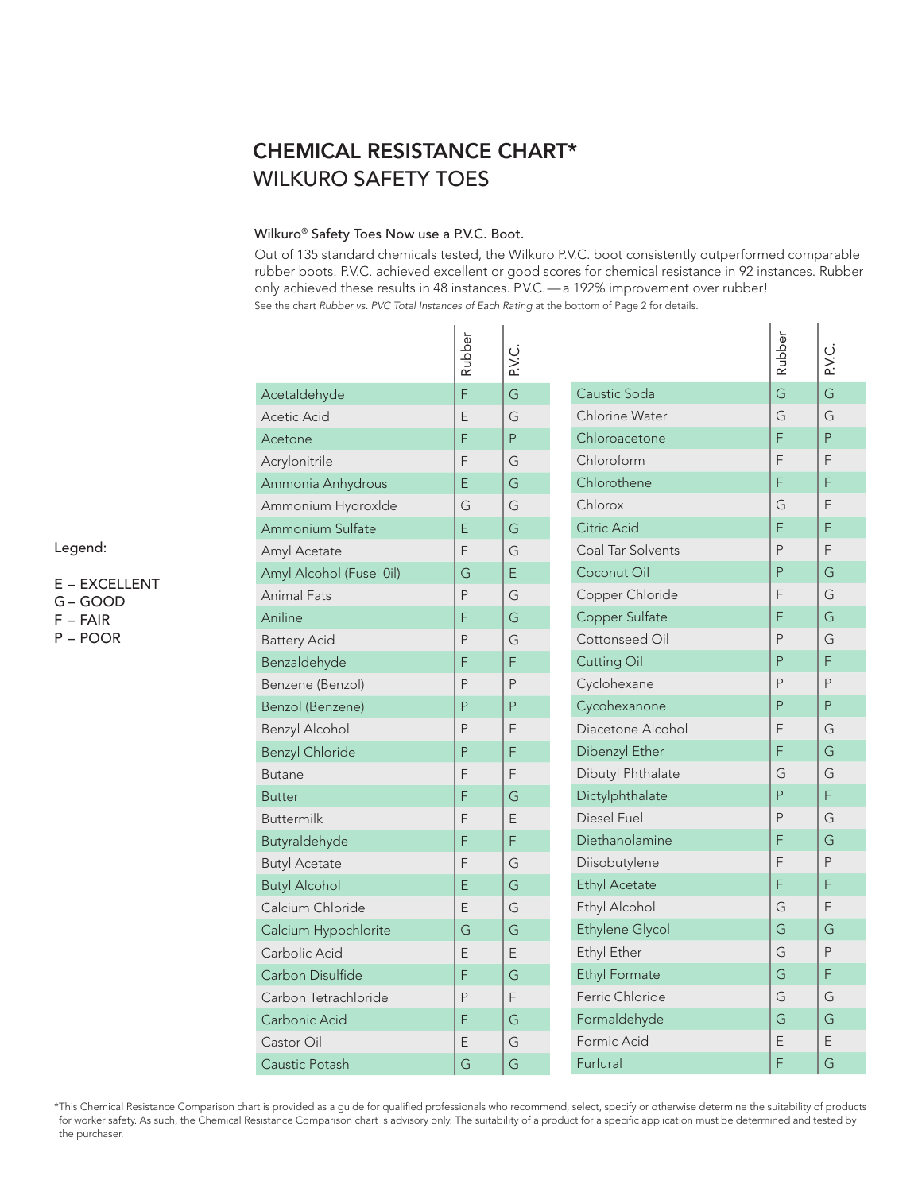# CHEMICAL RESISTANCE CHART*

## WILKURO SAFETY TOES

**Wilkuro® Safety Toes Now use a P.V.C. Boot.**

Out of 135 standard chemicals tested, the Wilkuro P.V.C. boot consistently outperformed comparable rubber boots. P.V.C. achieved excellent or good scores for chemical resistance in 92 instances. Rubber only achieved these results in 48 instances. P.V.C.—a 192% improvement over rubber!

See the chart *Rubber vs. PVC Total Instances of Each Rating* at the bottom of Page 2 for details.

Legend:

E – EXCELLENT
G – GOOD
F – FAIR
P – POOR

| | Rubber | P.V.C. |
|---|---|---|
| Acetaldehyde | F | G |
| Acetic Acid | E | G |
| Acetone | F | P |
| Acrylonitrile | F | G |
| Ammonia Anhydrous | E | G |
| Ammonium Hydroxlde | G | G |
| Ammonium Sulfate | E | G |
| Amyl Acetate | F | G |
| Amyl Alcohol (Fusel 0il) | G | E |
| Animal Fats | P | G |
| Aniline | F | G |
| Battery Acid | P | G |
| Benzaldehyde | F | F |
| Benzene (Benzol) | P | P |
| Benzol (Benzene) | P | P |
| Benzyl Alcohol | P | E |
| Benzyl Chloride | P | F |
| Butane | F | F |
| Butter | F | G |
| Buttermilk | F | E |
| Butyraldehyde | F | F |
| Butyl Acetate | F | G |
| Butyl Alcohol | E | G |
| Calcium Chloride | E | G |
| Calcium Hypochlorite | G | G |
| Carbolic Acid | E | E |
| Carbon Disulfide | F | G |
| Carbon Tetrachloride | P | F |
| Carbonic Acid | F | G |
| Castor Oil | E | G |
| Caustic Potash | G | G |
| Caustic Soda | G | G |
| Chlorine Water | G | G |
| Chloroacetone | F | P |
| Chloroform | F | F |
| Chlorothene | F | F |
| Chlorox | G | E |
| Citric Acid | E | E |
| Coal Tar Solvents | P | F |
| Coconut Oil | P | G |
| Copper Chloride | F | G |
| Copper Sulfate | F | G |
| Cottonseed Oil | P | G |
| Cutting Oil | P | F |
| Cyclohexane | P | P |
| Cycohexanone | P | P |
| Diacetone Alcohol | F | G |
| Dibenzyl Ether | F | G |
| Dibutyl Phthalate | G | G |
| Dictylphthalate | P | F |
| Diesel Fuel | P | G |
| Diethanolamine | F | G |
| Diisobutylene | F | P |
| Ethyl Acetate | F | F |
| Ethyl Alcohol | G | E |
| Ethylene Glycol | G | G |
| Ethyl Ether | G | P |
| Ethyl Formate | G | F |
| Ferric Chloride | G | G |
| Formaldehyde | G | G |
| Formic Acid | E | E |
| Furfural | F | G |

*This Chemical Resistance Comparison chart is provided as a guide for qualified professionals who recommend, select, specify or otherwise determine the suitability of products for worker safety. As such, the Chemical Resistance Comparison chart is advisory only. The suitability of a product for a specific application must be determined and tested by the purchaser.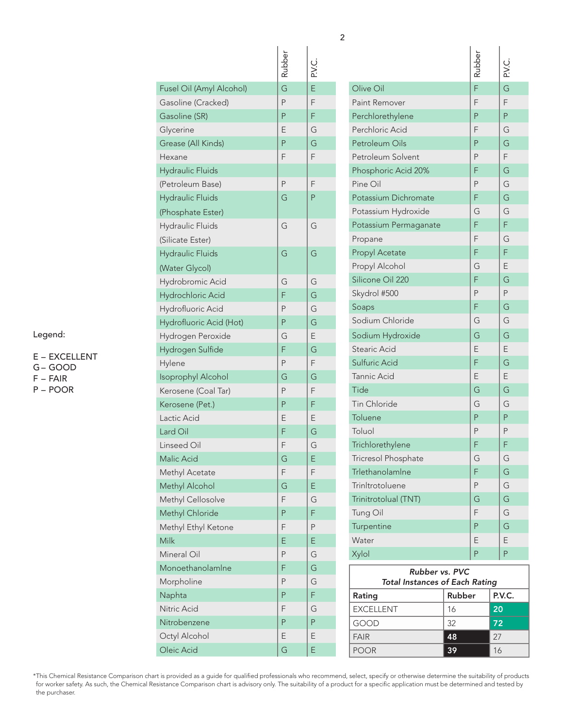| | Rubber | P.V.C. |
|---|---|---|
| Fusel Oil (Amyl Alcohol) | G | E |
| Gasoline (Cracked) | P | F |
| Gasoline (SR) | P | F |
| Glycerine | E | G |
| Grease (All Kinds) | P | G |
| Hexane | F | F |
| Hydraulic Fluids (Petroleum Base) | P | F |
| Hydraulic Fluids (Phosphate Ester) | G | P |
| Hydraulic Fluids (Silicate Ester) | G | G |
| Hydraulic Fluids (Water Glycol) | G | G |
| Hydrobromic Acid | G | G |
| Hydrochloric Acid | F | G |
| Hydrofluoric Acid | P | G |
| Hydrofluoric Acid (Hot) | P | G |
| Hydrogen Peroxide | G | E |
| Hydrogen Sulfide | F | G |
| Hylene | P | F |
| Isoprophyl Alcohol | G | G |
| Kerosene (Coal Tar) | P | F |
| Kerosene (Pet.) | P | F |
| Lactic Acid | E | E |
| Lard Oil | F | G |
| Linseed Oil | F | G |
| Malic Acid | G | E |
| Methyl Acetate | F | F |
| Methyl Alcohol | G | E |
| Methyl Cellosolve | F | G |
| Methyl Chloride | P | F |
| Methyl Ethyl Ketone | F | P |
| Milk | E | E |
| Mineral Oil | P | G |
| Monoethanolamlne | F | G |
| Morpholine | P | G |
| Naphta | P | F |
| Nitric Acid | F | G |
| Nitrobenzene | P | P |
| Octyl Alcohol | E | E |
| Oleic Acid | G | E |
| Olive Oil | F | G |
| Paint Remover | F | F |
| Perchlorethylene | P | P |
| Perchloric Acid | F | G |
| Petroleum Oils | P | G |
| Petroleum Solvent | P | F |
| Phosphoric Acid 20% | F | G |
| Pine Oil | P | G |
| Potassium Dichromate | F | G |
| Potassium Hydroxide | G | G |
| Potassium Permaganate | F | F |
| Propane | F | G |
| Propyl Acetate | F | F |
| Propyl Alcohol | G | E |
| Silicone Oil 220 | F | G |
| Skydrol #500 | P | P |
| Soaps | F | G |
| Sodium Chloride | G | G |
| Sodium Hydroxide | G | G |
| Stearic Acid | E | E |
| Sulfuric Acid | F | G |
| Tannic Acid | E | E |
| Tide | G | G |
| Tin Chloride | G | G |
| Toluene | P | P |
| Toluol | P | P |
| Trichlorethylene | F | F |
| Tricresol Phosphate | G | G |
| Trlethanolamlne | F | G |
| Trinltrotoluene | P | G |
| Trinitrotolual (TNT) | G | G |
| Tung Oil | F | G |
| Turpentine | P | G |
| Water | E | E |
| Xylol | P | P |

Legend:

E – EXCELLENT
G – GOOD
F – FAIR
P – POOR

*Rubber vs. PVC*
*Total Instances of Each Rating*

| Rating | Rubber | P.V.C. |
|---|---|---|
| EXCELLENT | 16 | **20** |
| GOOD | 32 | **72** |
| FAIR | **48** | 27 |
| POOR | **39** | 16 |

*This Chemical Resistance Comparison chart is provided as a guide for qualified professionals who recommend, select, specify or otherwise determine the suitability of products for worker safety. As such, the Chemical Resistance Comparison chart is advisory only. The suitability of a product for a specific application must be determined and tested by the purchaser.